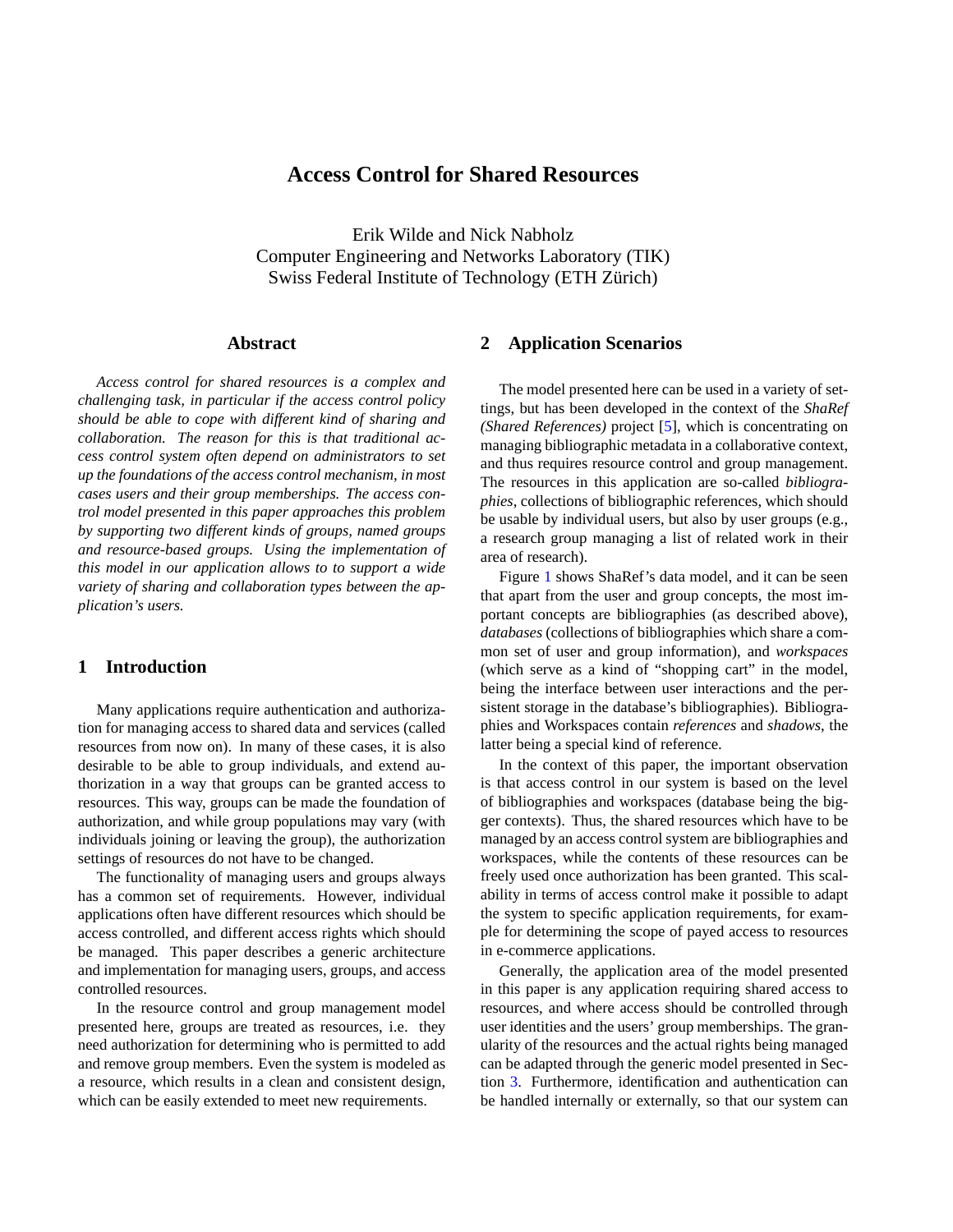# Access Control for Shared Resources

Erik Wilde and Nick Nabholz
Computer Engineering and Networks Laboratory (TIK)
Swiss Federal Institute of Technology (ETH Zürich)

## Abstract

*Access control for shared resources is a complex and challenging task, in particular if the access control policy should be able to cope with different kind of sharing and collaboration. The reason for this is that traditional access control system often depend on administrators to set up the foundations of the access control mechanism, in most cases users and their group memberships. The access control model presented in this paper approaches this problem by supporting two different kinds of groups, named groups and resource-based groups. Using the implementation of this model in our application allows to to support a wide variety of sharing and collaboration types between the application's users.*

## 1 Introduction

Many applications require authentication and authorization for managing access to shared data and services (called resources from now on). In many of these cases, it is also desirable to be able to group individuals, and extend authorization in a way that groups can be granted access to resources. This way, groups can be made the foundation of authorization, and while group populations may vary (with individuals joining or leaving the group), the authorization settings of resources do not have to be changed.

The functionality of managing users and groups always has a common set of requirements. However, individual applications often have different resources which should be access controlled, and different access rights which should be managed. This paper describes a generic architecture and implementation for managing users, groups, and access controlled resources.

In the resource control and group management model presented here, groups are treated as resources, i.e. they need authorization for determining who is permitted to add and remove group members. Even the system is modeled as a resource, which results in a clean and consistent design, which can be easily extended to meet new requirements.

## 2 Application Scenarios

The model presented here can be used in a variety of settings, but has been developed in the context of the *ShaRef (Shared References)* project [5], which is concentrating on managing bibliographic metadata in a collaborative context, and thus requires resource control and group management. The resources in this application are so-called *bibliographies*, collections of bibliographic references, which should be usable by individual users, but also by user groups (e.g., a research group managing a list of related work in their area of research).

Figure 1 shows ShaRef's data model, and it can be seen that apart from the user and group concepts, the most important concepts are bibliographies (as described above), *databases* (collections of bibliographies which share a common set of user and group information), and *workspaces* (which serve as a kind of "shopping cart" in the model, being the interface between user interactions and the persistent storage in the database's bibliographies). Bibliographies and Workspaces contain *references* and *shadows*, the latter being a special kind of reference.

In the context of this paper, the important observation is that access control in our system is based on the level of bibliographies and workspaces (database being the bigger contexts). Thus, the shared resources which have to be managed by an access control system are bibliographies and workspaces, while the contents of these resources can be freely used once authorization has been granted. This scalability in terms of access control make it possible to adapt the system to specific application requirements, for example for determining the scope of payed access to resources in e-commerce applications.

Generally, the application area of the model presented in this paper is any application requiring shared access to resources, and where access should be controlled through user identities and the users' group memberships. The granularity of the resources and the actual rights being managed can be adapted through the generic model presented in Section 3. Furthermore, identification and authentication can be handled internally or externally, so that our system can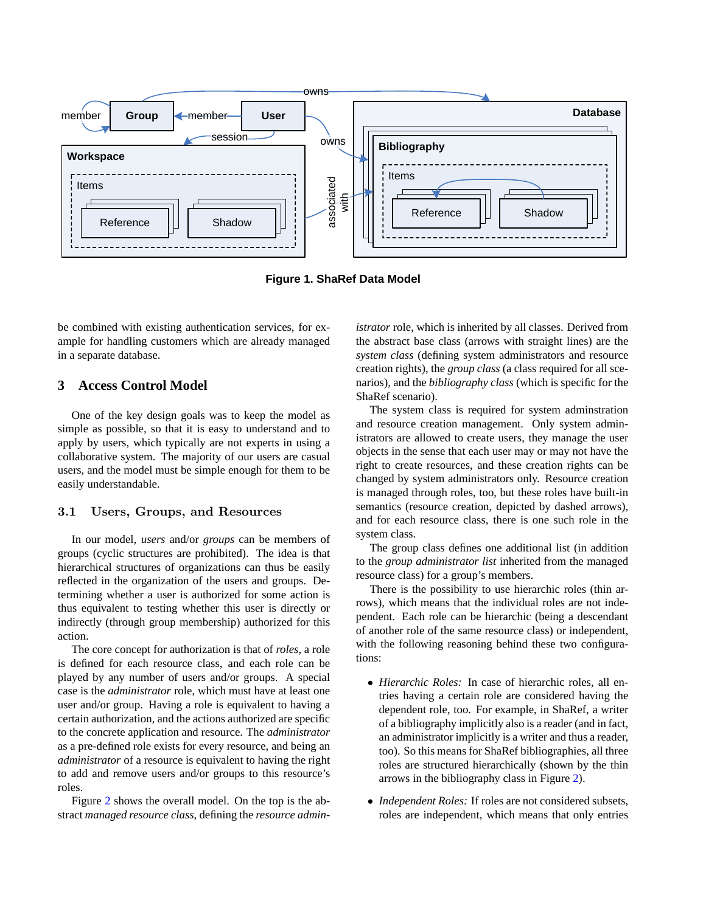Figure 1. ShaRef Data Model

be combined with existing authentication services, for example for handling customers which are already managed in a separate database.

## 3 Access Control Model

One of the key design goals was to keep the model as simple as possible, so that it is easy to understand and to apply by users, which typically are not experts in using a collaborative system. The majority of our users are casual users, and the model must be simple enough for them to be easily understandable.

### 3.1 Users, Groups, and Resources

In our model, *users* and/or *groups* can be members of groups (cyclic structures are prohibited). The idea is that hierarchical structures of organizations can thus be easily reflected in the organization of the users and groups. Determining whether a user is authorized for some action is thus equivalent to testing whether this user is directly or indirectly (through group membership) authorized for this action.

The core concept for authorization is that of *roles*, a role is defined for each resource class, and each role can be played by any number of users and/or groups. A special case is the *administrator* role, which must have at least one user and/or group. Having a role is equivalent to having a certain authorization, and the actions authorized are specific to the concrete application and resource. The *administrator* as a pre-defined role exists for every resource, and being an *administrator* of a resource is equivalent to having the right to add and remove users and/or groups to this resource's roles.

Figure 2 shows the overall model. On the top is the abstract *managed resource class*, defining the *resource administrator* role, which is inherited by all classes. Derived from the abstract base class (arrows with straight lines) are the *system class* (defining system administrators and resource creation rights), the *group class* (a class required for all scenarios), and the *bibliography class* (which is specific for the ShaRef scenario).

The system class is required for system adminstration and resource creation management. Only system administrators are allowed to create users, they manage the user objects in the sense that each user may or may not have the right to create resources, and these creation rights can be changed by system administrators only. Resource creation is managed through roles, too, but these roles have built-in semantics (resource creation, depicted by dashed arrows), and for each resource class, there is one such role in the system class.

The group class defines one additional list (in addition to the *group administrator list* inherited from the managed resource class) for a group's members.

There is the possibility to use hierarchic roles (thin arrows), which means that the individual roles are not independent. Each role can be hierarchic (being a descendant of another role of the same resource class) or independent, with the following reasoning behind these two configurations:

- *Hierarchic Roles:* In case of hierarchic roles, all entries having a certain role are considered having the dependent role, too. For example, in ShaRef, a writer of a bibliography implicitly also is a reader (and in fact, an administrator implicitly is a writer and thus a reader, too). So this means for ShaRef bibliographies, all three roles are structured hierarchically (shown by the thin arrows in the bibliography class in Figure 2).
- *Independent Roles:* If roles are not considered subsets, roles are independent, which means that only entries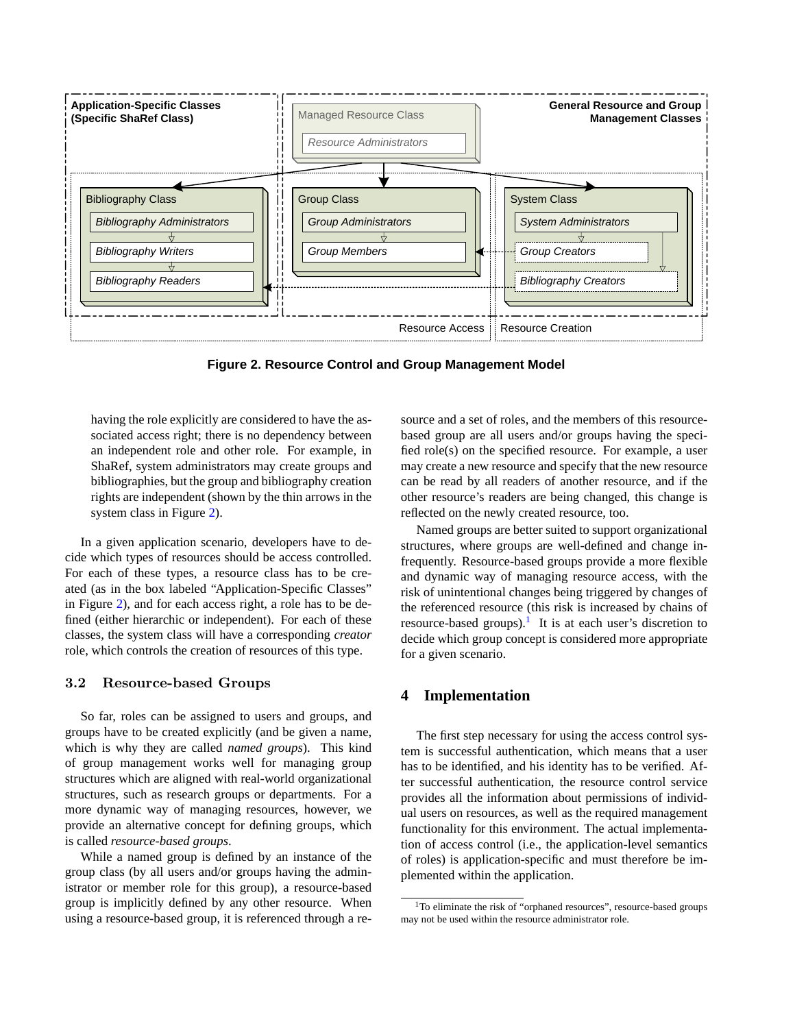Figure 2. Resource Control and Group Management Model

having the role explicitly are considered to have the associated access right; there is no dependency between an independent role and other role. For example, in ShaRef, system administrators may create groups and bibliographies, but the group and bibliography creation rights are independent (shown by the thin arrows in the system class in Figure 2).

In a given application scenario, developers have to decide which types of resources should be access controlled. For each of these types, a resource class has to be created (as in the box labeled "Application-Specific Classes" in Figure 2), and for each access right, a role has to be defined (either hierarchic or independent). For each of these classes, the system class will have a corresponding *creator* role, which controls the creation of resources of this type.

### 3.2 Resource-based Groups

So far, roles can be assigned to users and groups, and groups have to be created explicitly (and be given a name, which is why they are called *named groups*). This kind of group management works well for managing group structures which are aligned with real-world organizational structures, such as research groups or departments. For a more dynamic way of managing resources, however, we provide an alternative concept for defining groups, which is called *resource-based groups*.

While a named group is defined by an instance of the group class (by all users and/or groups having the administrator or member role for this group), a resource-based group is implicitly defined by any other resource. When using a resource-based group, it is referenced through a resource and a set of roles, and the members of this resource-based group are all users and/or groups having the specified role(s) on the specified resource. For example, a user may create a new resource and specify that the new resource can be read by all readers of another resource, and if the other resource's readers are being changed, this change is reflected on the newly created resource, too.

Named groups are better suited to support organizational structures, where groups are well-defined and change infrequently. Resource-based groups provide a more flexible and dynamic way of managing resource access, with the risk of unintentional changes being triggered by changes of the referenced resource (this risk is increased by chains of resource-based groups).[1] It is at each user's discretion to decide which group concept is considered more appropriate for a given scenario.

## 4 Implementation

The first step necessary for using the access control system is successful authentication, which means that a user has to be identified, and his identity has to be verified. After successful authentication, the resource control service provides all the information about permissions of individual users on resources, as well as the required management functionality for this environment. The actual implementation of access control (i.e., the application-level semantics of roles) is application-specific and must therefore be implemented within the application.

[1] To eliminate the risk of "orphaned resources", resource-based groups may not be used within the resource administrator role.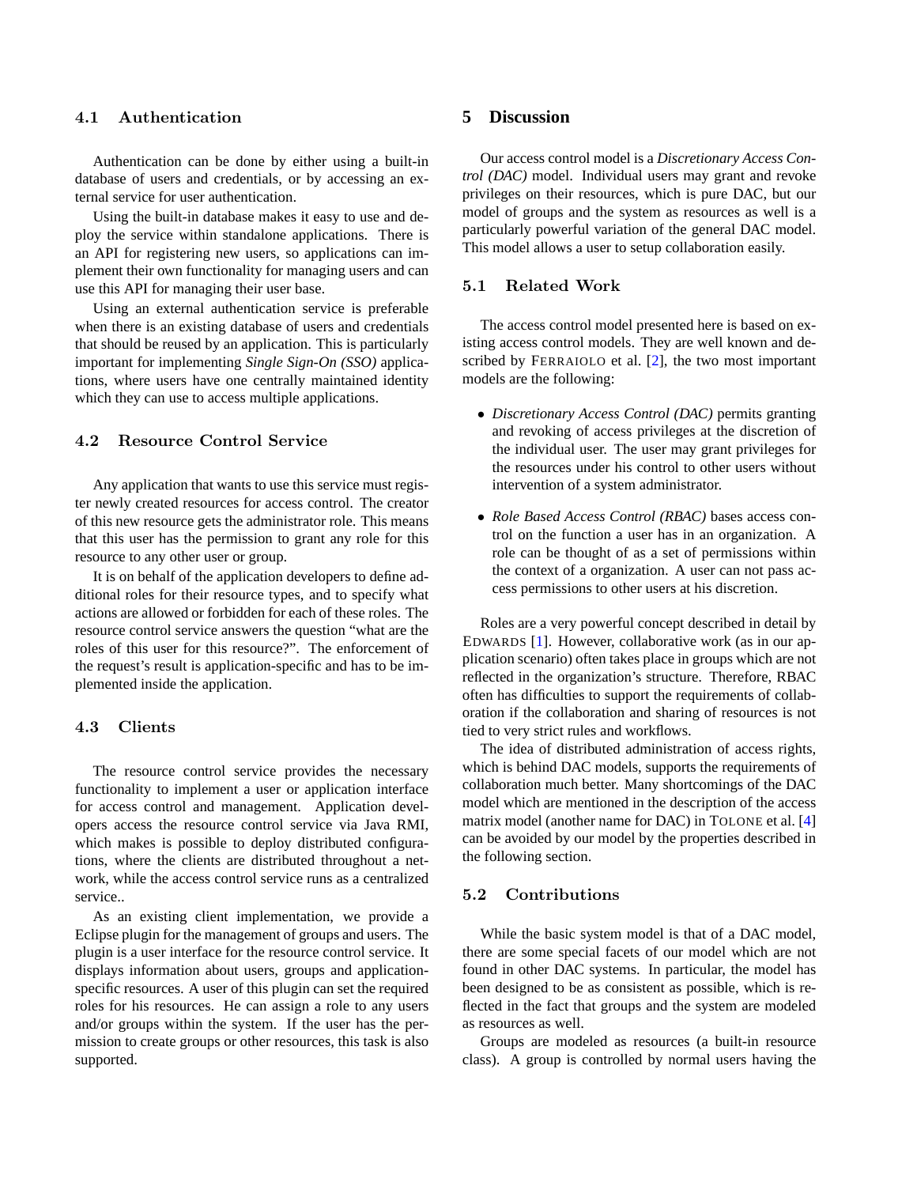### 4.1 Authentication

Authentication can be done by either using a built-in database of users and credentials, or by accessing an external service for user authentication.

Using the built-in database makes it easy to use and deploy the service within standalone applications. There is an API for registering new users, so applications can implement their own functionality for managing users and can use this API for managing their user base.

Using an external authentication service is preferable when there is an existing database of users and credentials that should be reused by an application. This is particularly important for implementing *Single Sign-On (SSO)* applications, where users have one centrally maintained identity which they can use to access multiple applications.

### 4.2 Resource Control Service

Any application that wants to use this service must register newly created resources for access control. The creator of this new resource gets the administrator role. This means that this user has the permission to grant any role for this resource to any other user or group.

It is on behalf of the application developers to define additional roles for their resource types, and to specify what actions are allowed or forbidden for each of these roles. The resource control service answers the question "what are the roles of this user for this resource?". The enforcement of the request's result is application-specific and has to be implemented inside the application.

### 4.3 Clients

The resource control service provides the necessary functionality to implement a user or application interface for access control and management. Application developers access the resource control service via Java RMI, which makes is possible to deploy distributed configurations, where the clients are distributed throughout a network, while the access control service runs as a centralized service..

As an existing client implementation, we provide a Eclipse plugin for the management of groups and users. The plugin is a user interface for the resource control service. It displays information about users, groups and application-specific resources. A user of this plugin can set the required roles for his resources. He can assign a role to any users and/or groups within the system. If the user has the permission to create groups or other resources, this task is also supported.

## 5 Discussion

Our access control model is a *Discretionary Access Control (DAC)* model. Individual users may grant and revoke privileges on their resources, which is pure DAC, but our model of groups and the system as resources as well is a particularly powerful variation of the general DAC model. This model allows a user to setup collaboration easily.

### 5.1 Related Work

The access control model presented here is based on existing access control models. They are well known and described by FERRAIOLO et al. [2], the two most important models are the following:

- *Discretionary Access Control (DAC)* permits granting and revoking of access privileges at the discretion of the individual user. The user may grant privileges for the resources under his control to other users without intervention of a system administrator.
- *Role Based Access Control (RBAC)* bases access control on the function a user has in an organization. A role can be thought of as a set of permissions within the context of a organization. A user can not pass access permissions to other users at his discretion.

Roles are a very powerful concept described in detail by EDWARDS [1]. However, collaborative work (as in our application scenario) often takes place in groups which are not reflected in the organization's structure. Therefore, RBAC often has difficulties to support the requirements of collaboration if the collaboration and sharing of resources is not tied to very strict rules and workflows.

The idea of distributed administration of access rights, which is behind DAC models, supports the requirements of collaboration much better. Many shortcomings of the DAC model which are mentioned in the description of the access matrix model (another name for DAC) in TOLONE et al. [4] can be avoided by our model by the properties described in the following section.

### 5.2 Contributions

While the basic system model is that of a DAC model, there are some special facets of our model which are not found in other DAC systems. In particular, the model has been designed to be as consistent as possible, which is reflected in the fact that groups and the system are modeled as resources as well.

Groups are modeled as resources (a built-in resource class). A group is controlled by normal users having the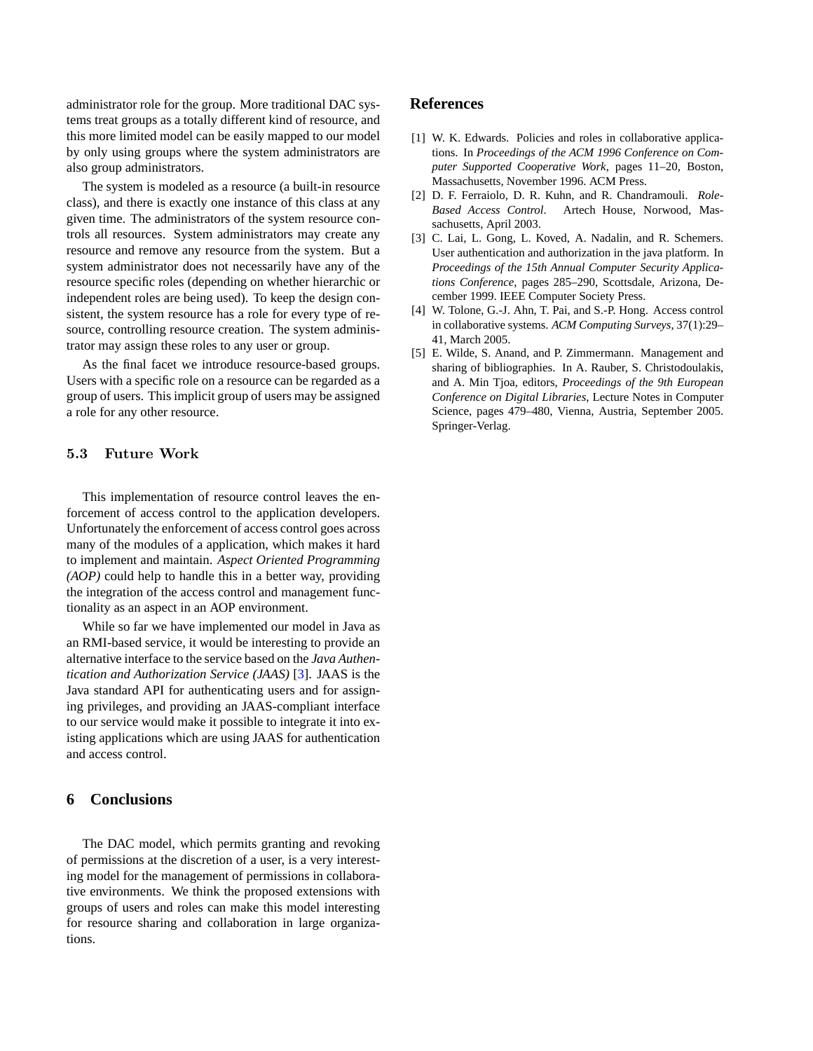administrator role for the group. More traditional DAC systems treat groups as a totally different kind of resource, and this more limited model can be easily mapped to our model by only using groups where the system administrators are also group administrators.

The system is modeled as a resource (a built-in resource class), and there is exactly one instance of this class at any given time. The administrators of the system resource controls all resources. System administrators may create any resource and remove any resource from the system. But a system administrator does not necessarily have any of the resource specific roles (depending on whether hierarchic or independent roles are being used). To keep the design consistent, the system resource has a role for every type of resource, controlling resource creation. The system administrator may assign these roles to any user or group.

As the final facet we introduce resource-based groups. Users with a specific role on a resource can be regarded as a group of users. This implicit group of users may be assigned a role for any other resource.

### 5.3 Future Work

This implementation of resource control leaves the enforcement of access control to the application developers. Unfortunately the enforcement of access control goes across many of the modules of a application, which makes it hard to implement and maintain. *Aspect Oriented Programming (AOP)* could help to handle this in a better way, providing the integration of the access control and management functionality as an aspect in an AOP environment.

While so far we have implemented our model in Java as an RMI-based service, it would be interesting to provide an alternative interface to the service based on the *Java Authentication and Authorization Service (JAAS)* [3]. JAAS is the Java standard API for authenticating users and for assigning privileges, and providing an JAAS-compliant interface to our service would make it possible to integrate it into existing applications which are using JAAS for authentication and access control.

## 6 Conclusions

The DAC model, which permits granting and revoking of permissions at the discretion of a user, is a very interesting model for the management of permissions in collaborative environments. We think the proposed extensions with groups of users and roles can make this model interesting for resource sharing and collaboration in large organizations.

## References

[1] W. K. Edwards. Policies and roles in collaborative applications. In *Proceedings of the ACM 1996 Conference on Computer Supported Cooperative Work*, pages 11–20, Boston, Massachusetts, November 1996. ACM Press.

[2] D. F. Ferraiolo, D. R. Kuhn, and R. Chandramouli. *Role-Based Access Control*. Artech House, Norwood, Massachusetts, April 2003.

[3] C. Lai, L. Gong, L. Koved, A. Nadalin, and R. Schemers. User authentication and authorization in the java platform. In *Proceedings of the 15th Annual Computer Security Applications Conference*, pages 285–290, Scottsdale, Arizona, December 1999. IEEE Computer Society Press.

[4] W. Tolone, G.-J. Ahn, T. Pai, and S.-P. Hong. Access control in collaborative systems. *ACM Computing Surveys*, 37(1):29–41, March 2005.

[5] E. Wilde, S. Anand, and P. Zimmermann. Management and sharing of bibliographies. In A. Rauber, S. Christodoulakis, and A. Min Tjoa, editors, *Proceedings of the 9th European Conference on Digital Libraries*, Lecture Notes in Computer Science, pages 479–480, Vienna, Austria, September 2005. Springer-Verlag.